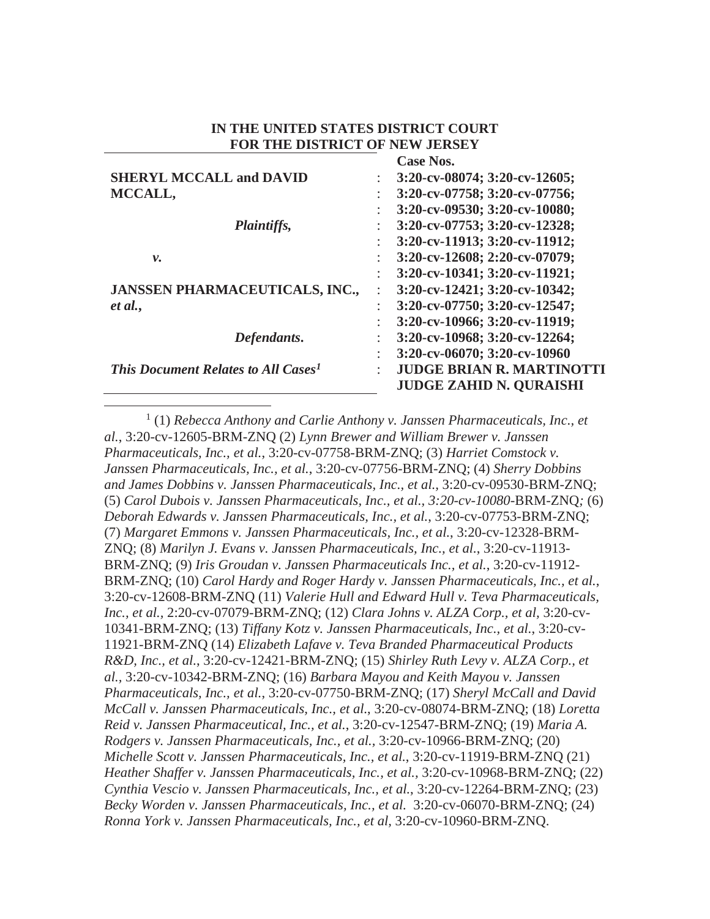**IN THE UNITED STATES DISTRICT COURT**
**FOR THE DISTRICT OF NEW JERSEY**

| | | |
|---|---|---|
| | | **Case Nos.** |
| **SHERYL MCCALL and DAVID MCCALL,** | : | **3:20-cv-08074; 3:20-cv-12605;** |
| | : | **3:20-cv-07758; 3:20-cv-07756;** |
| | : | **3:20-cv-09530; 3:20-cv-10080;** |
| ***Plaintiffs,*** | : | **3:20-cv-07753; 3:20-cv-12328;** |
| | : | **3:20-cv-11913; 3:20-cv-11912;** |
| ***v.*** | : | **3:20-cv-12608; 2:20-cv-07079;** |
| | : | **3:20-cv-10341; 3:20-cv-11921;** |
| **JANSSEN PHARMACEUTICALS, INC.,** ***et al.,*** | : | **3:20-cv-12421; 3:20-cv-10342;** |
| | : | **3:20-cv-07750; 3:20-cv-12547;** |
| | : | **3:20-cv-10966; 3:20-cv-11919;** |
| ***Defendants.*** | : | **3:20-cv-10968; 3:20-cv-12264;** |
| | : | **3:20-cv-06070; 3:20-cv-10960** |
| ***This Document Relates to All Cases***[1] | : | **JUDGE BRIAN R. MARTINOTTI** |
| | | **JUDGE ZAHID N. QURAISHI** |

---

[1] (1) *Rebecca Anthony and Carlie Anthony v. Janssen Pharmaceuticals, Inc., et al.*, 3:20-cv-12605-BRM-ZNQ (2) *Lynn Brewer and William Brewer v. Janssen Pharmaceuticals, Inc., et al.*, 3:20-cv-07758-BRM-ZNQ; (3) *Harriet Comstock v. Janssen Pharmaceuticals, Inc., et al.*, 3:20-cv-07756-BRM-ZNQ; (4) *Sherry Dobbins and James Dobbins v. Janssen Pharmaceuticals, Inc., et al.*, 3:20-cv-09530-BRM-ZNQ; (5) *Carol Dubois v. Janssen Pharmaceuticals, Inc., et al.*, *3:20-cv-10080*-BRM-ZNQ*;* (6) *Deborah Edwards v. Janssen Pharmaceuticals, Inc., et al.*, 3:20-cv-07753-BRM-ZNQ; (7) *Margaret Emmons v. Janssen Pharmaceuticals, Inc., et al.*, 3:20-cv-12328-BRM-ZNQ; (8) *Marilyn J. Evans v. Janssen Pharmaceuticals, Inc., et al.*, 3:20-cv-11913-BRM-ZNQ; (9) *Iris Groudan v. Janssen Pharmaceuticals Inc., et al.*, 3:20-cv-11912-BRM-ZNQ; (10) *Carol Hardy and Roger Hardy v. Janssen Pharmaceuticals, Inc., et al.*, 3:20-cv-12608-BRM-ZNQ (11) *Valerie Hull and Edward Hull v. Teva Pharmaceuticals, Inc., et al.*, 2:20-cv-07079-BRM-ZNQ; (12) *Clara Johns v. ALZA Corp., et al*, 3:20-cv-10341-BRM-ZNQ; (13) *Tiffany Kotz v. Janssen Pharmaceuticals, Inc., et al.*, 3:20-cv-11921-BRM-ZNQ (14) *Elizabeth Lafave v. Teva Branded Pharmaceutical Products R&D, Inc., et al.*, 3:20-cv-12421-BRM-ZNQ; (15) *Shirley Ruth Levy v. ALZA Corp., et al.*, 3:20-cv-10342-BRM-ZNQ; (16) *Barbara Mayou and Keith Mayou v. Janssen Pharmaceuticals, Inc., et al.*, 3:20-cv-07750-BRM-ZNQ; (17) *Sheryl McCall and David McCall v. Janssen Pharmaceuticals, Inc., et al.*, 3:20-cv-08074-BRM-ZNQ; (18) *Loretta Reid v. Janssen Pharmaceutical, Inc., et al.*, 3:20-cv-12547-BRM-ZNQ; (19) *Maria A. Rodgers v. Janssen Pharmaceuticals, Inc., et al.*, 3:20-cv-10966-BRM-ZNQ; (20) *Michelle Scott v. Janssen Pharmaceuticals, Inc., et al.*, 3:20-cv-11919-BRM-ZNQ (21) *Heather Shaffer v. Janssen Pharmaceuticals, Inc., et al.*, 3:20-cv-10968-BRM-ZNQ; (22) *Cynthia Vescio v. Janssen Pharmaceuticals, Inc., et al.*, 3:20-cv-12264-BRM-ZNQ; (23) *Becky Worden v. Janssen Pharmaceuticals, Inc., et al.* 3:20-cv-06070-BRM-ZNQ; (24) *Ronna York v. Janssen Pharmaceuticals, Inc., et al*, 3:20-cv-10960-BRM-ZNQ.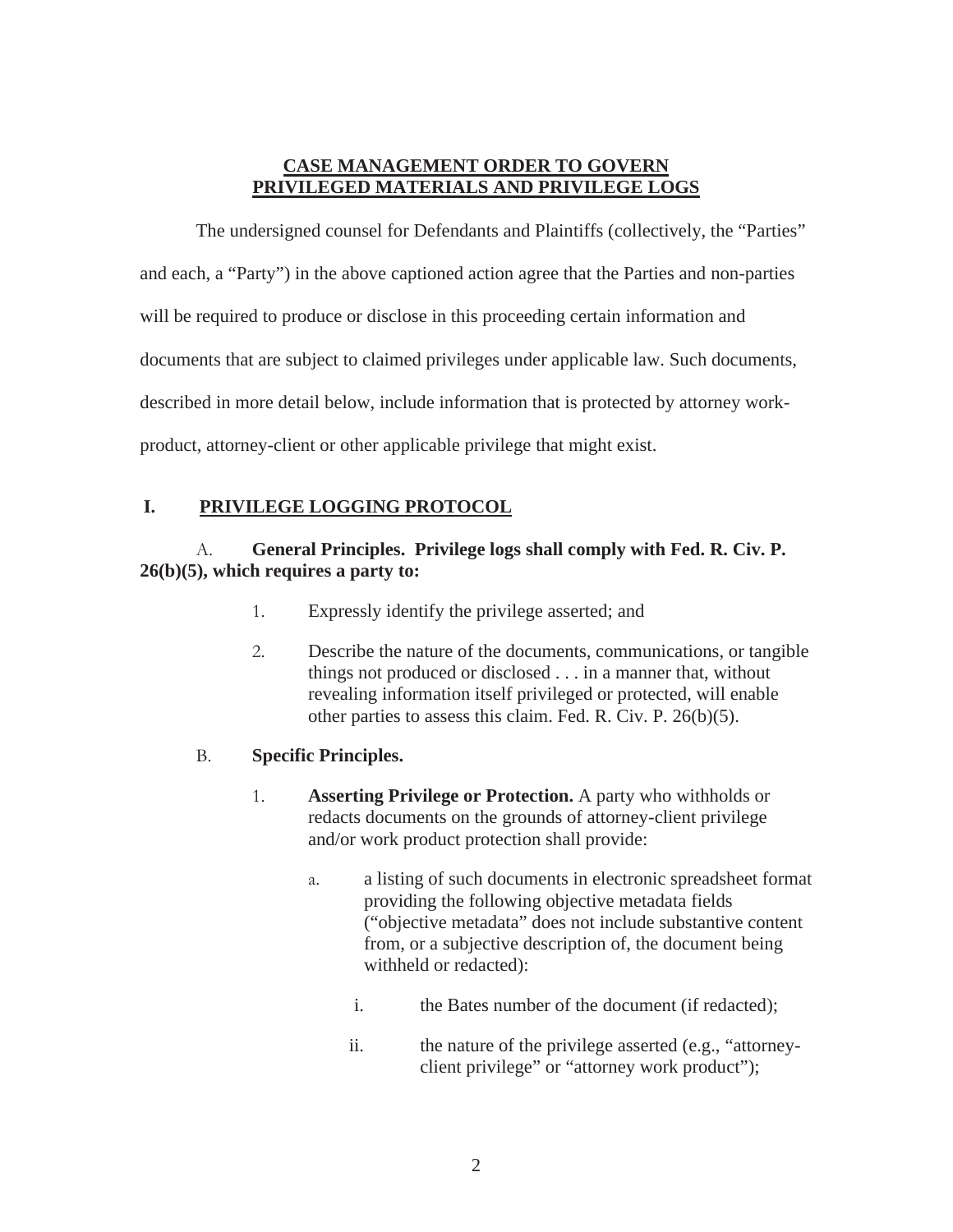**CASE MANAGEMENT ORDER TO GOVERN PRIVILEGED MATERIALS AND PRIVILEGE LOGS**

The undersigned counsel for Defendants and Plaintiffs (collectively, the "Parties" and each, a "Party") in the above captioned action agree that the Parties and non-parties will be required to produce or disclose in this proceeding certain information and documents that are subject to claimed privileges under applicable law. Such documents, described in more detail below, include information that is protected by attorney work-product, attorney-client or other applicable privilege that might exist.

## I. PRIVILEGE LOGGING PROTOCOL

A. **General Principles. Privilege logs shall comply with Fed. R. Civ. P. 26(b)(5), which requires a party to:**

1. Expressly identify the privilege asserted; and

2. Describe the nature of the documents, communications, or tangible things not produced or disclosed . . . in a manner that, without revealing information itself privileged or protected, will enable other parties to assess this claim. Fed. R. Civ. P. 26(b)(5).

B. **Specific Principles.**

1. **Asserting Privilege or Protection.** A party who withholds or redacts documents on the grounds of attorney-client privilege and/or work product protection shall provide:

   a. a listing of such documents in electronic spreadsheet format providing the following objective metadata fields ("objective metadata" does not include substantive content from, or a subjective description of, the document being withheld or redacted):

      i. the Bates number of the document (if redacted);

      ii. the nature of the privilege asserted (e.g., "attorney-client privilege" or "attorney work product");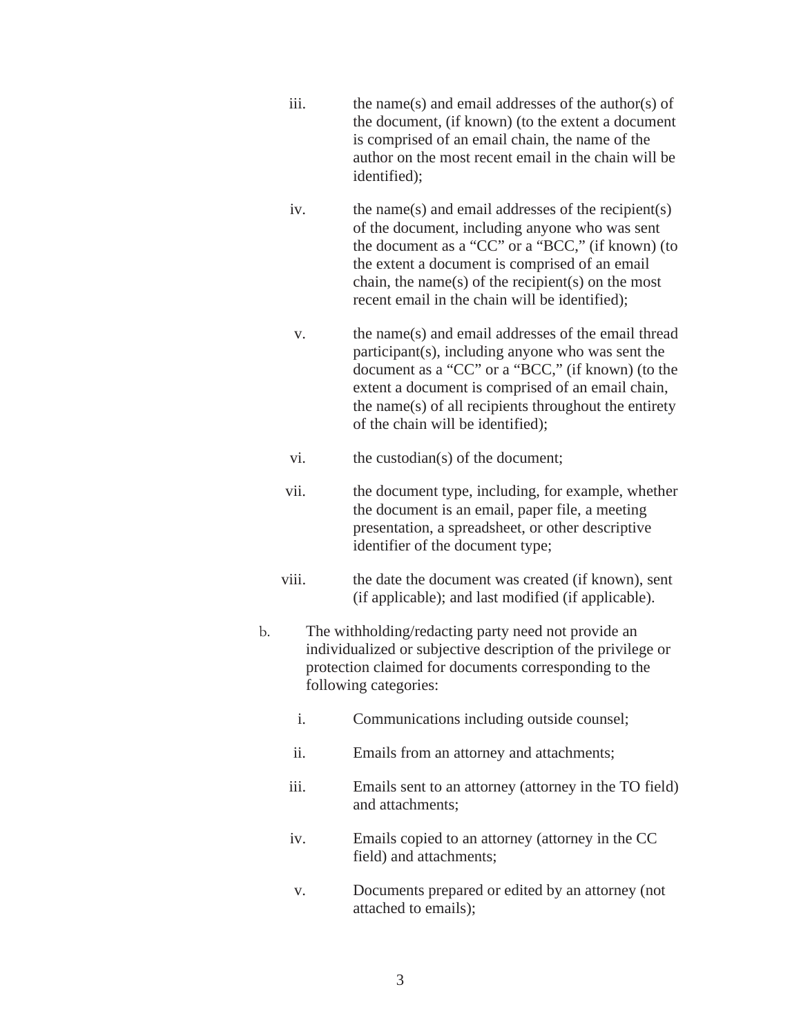iii. the name(s) and email addresses of the author(s) of the document, (if known) (to the extent a document is comprised of an email chain, the name of the author on the most recent email in the chain will be identified);

iv. the name(s) and email addresses of the recipient(s) of the document, including anyone who was sent the document as a "CC" or a "BCC," (if known) (to the extent a document is comprised of an email chain, the name(s) of the recipient(s) on the most recent email in the chain will be identified);

v. the name(s) and email addresses of the email thread participant(s), including anyone who was sent the document as a "CC" or a "BCC," (if known) (to the extent a document is comprised of an email chain, the name(s) of all recipients throughout the entirety of the chain will be identified);

vi. the custodian(s) of the document;

vii. the document type, including, for example, whether the document is an email, paper file, a meeting presentation, a spreadsheet, or other descriptive identifier of the document type;

viii. the date the document was created (if known), sent (if applicable); and last modified (if applicable).

b. The withholding/redacting party need not provide an individualized or subjective description of the privilege or protection claimed for documents corresponding to the following categories:

i. Communications including outside counsel;

ii. Emails from an attorney and attachments;

iii. Emails sent to an attorney (attorney in the TO field) and attachments;

iv. Emails copied to an attorney (attorney in the CC field) and attachments;

v. Documents prepared or edited by an attorney (not attached to emails);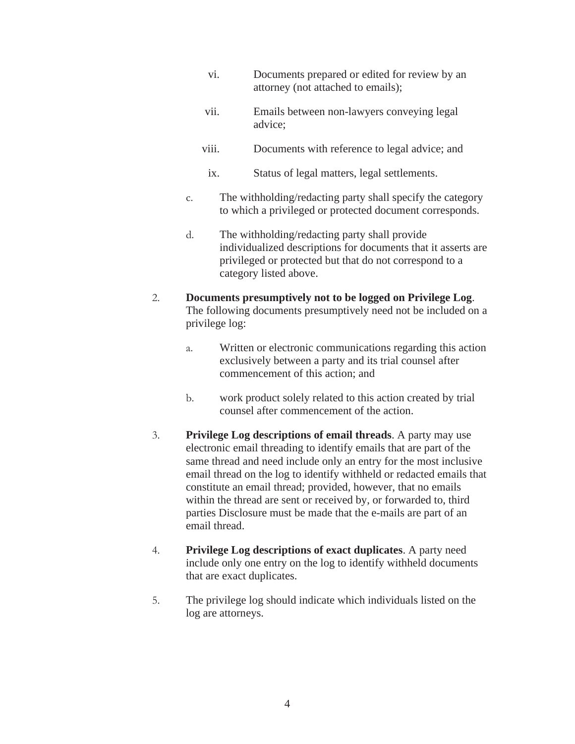vi. Documents prepared or edited for review by an attorney (not attached to emails);

vii. Emails between non-lawyers conveying legal advice;

viii. Documents with reference to legal advice; and

ix. Status of legal matters, legal settlements.

c. The withholding/redacting party shall specify the category to which a privileged or protected document corresponds.

d. The withholding/redacting party shall provide individualized descriptions for documents that it asserts are privileged or protected but that do not correspond to a category listed above.

2. **Documents presumptively not to be logged on Privilege Log**. The following documents presumptively need not be included on a privilege log:

   a. Written or electronic communications regarding this action exclusively between a party and its trial counsel after commencement of this action; and

   b. work product solely related to this action created by trial counsel after commencement of the action.

3. **Privilege Log descriptions of email threads**. A party may use electronic email threading to identify emails that are part of the same thread and need include only an entry for the most inclusive email thread on the log to identify withheld or redacted emails that constitute an email thread; provided, however, that no emails within the thread are sent or received by, or forwarded to, third parties Disclosure must be made that the e-mails are part of an email thread.

4. **Privilege Log descriptions of exact duplicates**. A party need include only one entry on the log to identify withheld documents that are exact duplicates.

5. The privilege log should indicate which individuals listed on the log are attorneys.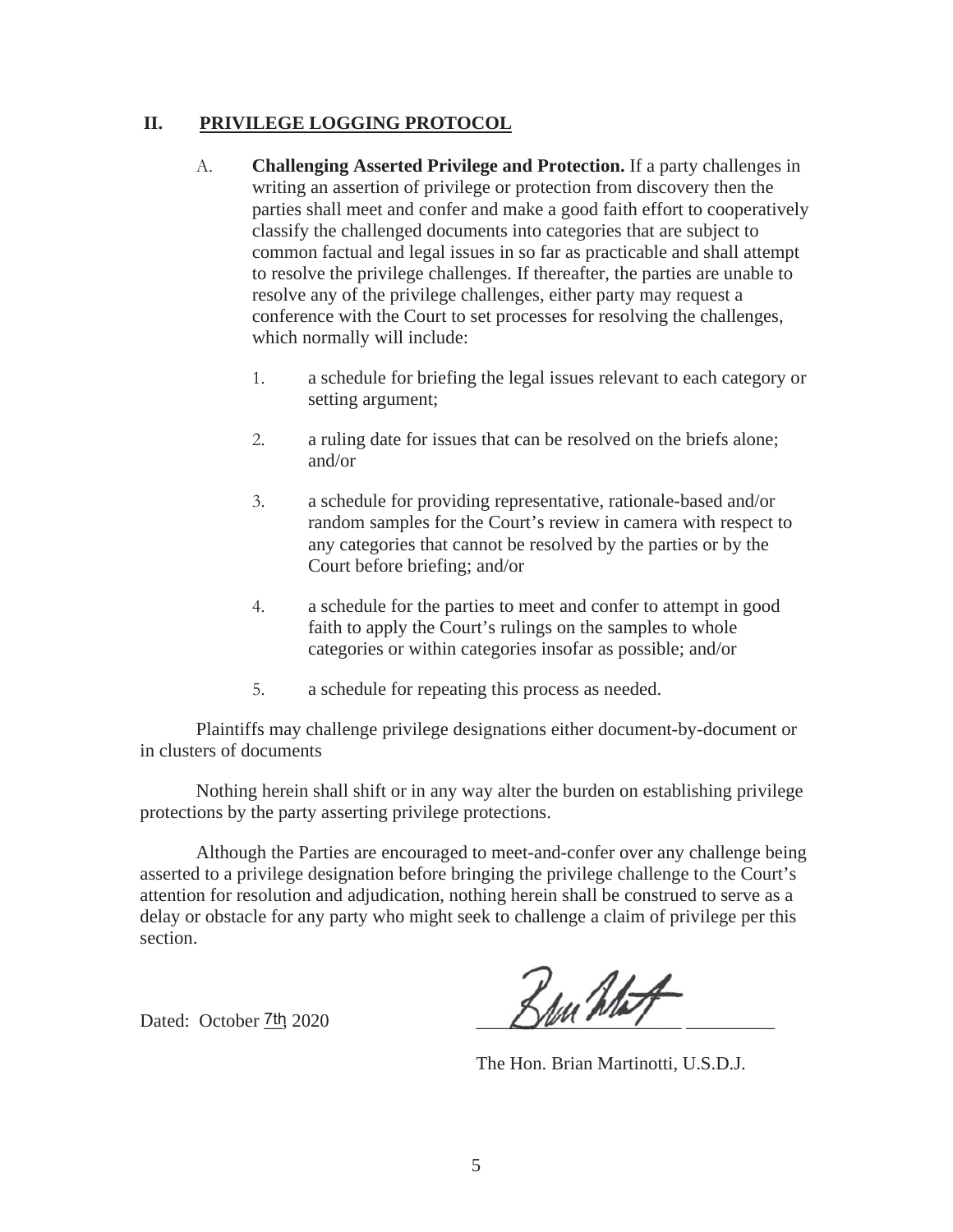## II. PRIVILEGE LOGGING PROTOCOL

A. **Challenging Asserted Privilege and Protection.** If a party challenges in writing an assertion of privilege or protection from discovery then the parties shall meet and confer and make a good faith effort to cooperatively classify the challenged documents into categories that are subject to common factual and legal issues in so far as practicable and shall attempt to resolve the privilege challenges. If thereafter, the parties are unable to resolve any of the privilege challenges, either party may request a conference with the Court to set processes for resolving the challenges, which normally will include:

1. a schedule for briefing the legal issues relevant to each category or setting argument;

2. a ruling date for issues that can be resolved on the briefs alone; and/or

3. a schedule for providing representative, rationale-based and/or random samples for the Court's review in camera with respect to any categories that cannot be resolved by the parties or by the Court before briefing; and/or

4. a schedule for the parties to meet and confer to attempt in good faith to apply the Court's rulings on the samples to whole categories or within categories insofar as possible; and/or

5. a schedule for repeating this process as needed.

Plaintiffs may challenge privilege designations either document-by-document or in clusters of documents

Nothing herein shall shift or in any way alter the burden on establishing privilege protections by the party asserting privilege protections.

Although the Parties are encouraged to meet-and-confer over any challenge being asserted to a privilege designation before bringing the privilege challenge to the Court's attention for resolution and adjudication, nothing herein shall be construed to serve as a delay or obstacle for any party who might seek to challenge a claim of privilege per this section.

Dated: October 7th, 2020

_______________________

The Hon. Brian Martinotti, U.S.D.J.